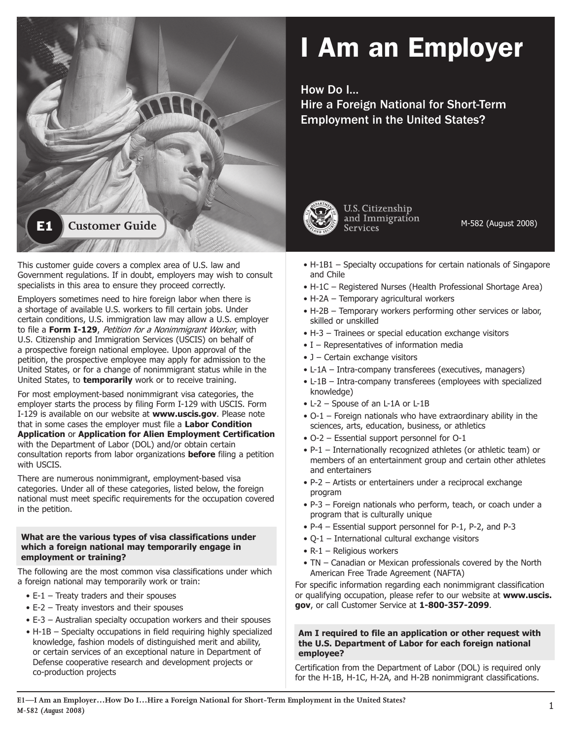# I Am an Employer

## How Do I… Hire a Foreign National for Short-Term Employment in the United States?

E1 Customer Guide

U.S. Citizenship and Immigration Services

M-582 (August 2008)

This customer guide covers a complex area of U.S. law and Government regulations. If in doubt, employers may wish to consult specialists in this area to ensure they proceed correctly.

Employers sometimes need to hire foreign labor when there is a shortage of available U.S. workers to fill certain jobs. Under certain conditions, U.S. immigration law may allow a U.S. employer to file a **Form I-129**, *Petition for a Nonimmigrant Worker*, with U.S. Citizenship and Immigration Services (USCIS) on behalf of a prospective foreign national employee. Upon approval of the petition, the prospective employee may apply for admission to the United States, or for a change of nonimmigrant status while in the United States, to **temporarily** work or to receive training.

For most employment-based nonimmigrant visa categories, the employer starts the process by filing Form I-129 with USCIS. Form I-129 is available on our website at **www.uscis.gov**. Please note that in some cases the employer must file a **Labor Condition Application** or **Application for Alien Employment Certification** with the Department of Labor (DOL) and/or obtain certain consultation reports from labor organizations **before** filing a petition with USCIS.

There are numerous nonimmigrant, employment-based visa categories. Under all of these categories, listed below, the foreign national must meet specific requirements for the occupation covered in the petition.

### What are the various types of visa classifications under which a foreign national may temporarily engage in employment or training?

The following are the most common visa classifications under which a foreign national may temporarily work or train:

- E-1 – Treaty traders and their spouses
- E-2 – Treaty investors and their spouses
- E-3 – Australian specialty occupation workers and their spouses
- H-1B – Specialty occupations in field requiring highly specialized knowledge, fashion models of distinguished merit and ability, or certain services of an exceptional nature in Department of Defense cooperative research and development projects or co-production projects
- H-1B1 – Specialty occupations for certain nationals of Singapore and Chile
- H-1C – Registered Nurses (Health Professional Shortage Area)
- H-2A – Temporary agricultural workers
- H-2B – Temporary workers performing other services or labor, skilled or unskilled
- H-3 – Trainees or special education exchange visitors
- I – Representatives of information media
- J – Certain exchange visitors
- L-1A – Intra-company transferees (executives, managers)
- L-1B – Intra-company transferees (employees with specialized knowledge)
- L-2 – Spouse of an L-1A or L-1B
- O-1 – Foreign nationals who have extraordinary ability in the sciences, arts, education, business, or athletics
- O-2 – Essential support personnel for O-1
- P-1 – Internationally recognized athletes (or athletic team) or members of an entertainment group and certain other athletes and entertainers
- P-2 – Artists or entertainers under a reciprocal exchange program
- P-3 – Foreign nationals who perform, teach, or coach under a program that is culturally unique
- P-4 – Essential support personnel for P-1, P-2, and P-3
- Q-1 – International cultural exchange visitors
- R-1 – Religious workers
- TN – Canadian or Mexican professionals covered by the North American Free Trade Agreement (NAFTA)

For specific information regarding each nonimmigrant classification or qualifying occupation, please refer to our website at **www.uscis.gov**, or call Customer Service at **1-800-357-2099**.

### Am I required to file an application or other request with the U.S. Department of Labor for each foreign national employee?

Certification from the Department of Labor (DOL) is required only for the H-1B, H-1C, H-2A, and H-2B nonimmigrant classifications.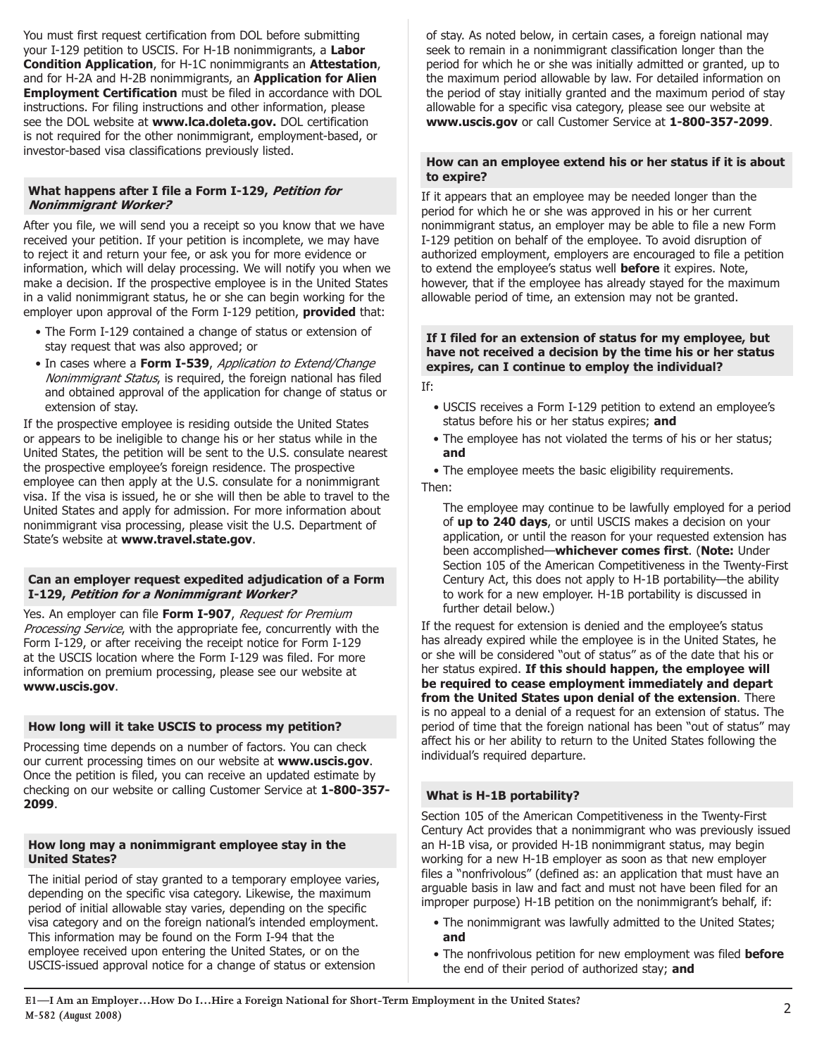You must first request certification from DOL before submitting your I-129 petition to USCIS. For H-1B nonimmigrants, a **Labor Condition Application**, for H-1C nonimmigrants an **Attestation**, and for H-2A and H-2B nonimmigrants, an **Application for Alien Employment Certification** must be filed in accordance with DOL instructions. For filing instructions and other information, please see the DOL website at **www.lca.doleta.gov.** DOL certification is not required for the other nonimmigrant, employment-based, or investor-based visa classifications previously listed.

### What happens after I file a Form I-129, *Petition for Nonimmigrant Worker?*

After you file, we will send you a receipt so you know that we have received your petition. If your petition is incomplete, we may have to reject it and return your fee, or ask you for more evidence or information, which will delay processing. We will notify you when we make a decision. If the prospective employee is in the United States in a valid nonimmigrant status, he or she can begin working for the employer upon approval of the Form I-129 petition, **provided** that:

- The Form I-129 contained a change of status or extension of stay request that was also approved; or
- In cases where a **Form I-539**, *Application to Extend/Change Nonimmigrant Status*, is required, the foreign national has filed and obtained approval of the application for change of status or extension of stay.

If the prospective employee is residing outside the United States or appears to be ineligible to change his or her status while in the United States, the petition will be sent to the U.S. consulate nearest the prospective employee's foreign residence. The prospective employee can then apply at the U.S. consulate for a nonimmigrant visa. If the visa is issued, he or she will then be able to travel to the United States and apply for admission. For more information about nonimmigrant visa processing, please visit the U.S. Department of State's website at **www.travel.state.gov**.

### Can an employer request expedited adjudication of a Form I-129, *Petition for a Nonimmigrant Worker?*

Yes. An employer can file **Form I-907**, *Request for Premium Processing Service*, with the appropriate fee, concurrently with the Form I-129, or after receiving the receipt notice for Form I-129 at the USCIS location where the Form I-129 was filed. For more information on premium processing, please see our website at **www.uscis.gov**.

### How long will it take USCIS to process my petition?

Processing time depends on a number of factors. You can check our current processing times on our website at **www.uscis.gov**. Once the petition is filed, you can receive an updated estimate by checking on our website or calling Customer Service at **1-800-357-2099**.

### How long may a nonimmigrant employee stay in the United States?

The initial period of stay granted to a temporary employee varies, depending on the specific visa category. Likewise, the maximum period of initial allowable stay varies, depending on the specific visa category and on the foreign national's intended employment. This information may be found on the Form I-94 that the employee received upon entering the United States, or on the USCIS-issued approval notice for a change of status or extension of stay. As noted below, in certain cases, a foreign national may seek to remain in a nonimmigrant classification longer than the period for which he or she was initially admitted or granted, up to the maximum period allowable by law. For detailed information on the period of stay initially granted and the maximum period of stay allowable for a specific visa category, please see our website at **www.uscis.gov** or call Customer Service at **1-800-357-2099**.

### How can an employee extend his or her status if it is about to expire?

If it appears that an employee may be needed longer than the period for which he or she was approved in his or her current nonimmigrant status, an employer may be able to file a new Form I-129 petition on behalf of the employee. To avoid disruption of authorized employment, employers are encouraged to file a petition to extend the employee's status well **before** it expires. Note, however, that if the employee has already stayed for the maximum allowable period of time, an extension may not be granted.

### If I filed for an extension of status for my employee, but have not received a decision by the time his or her status expires, can I continue to employ the individual?

If:

- USCIS receives a Form I-129 petition to extend an employee's status before his or her status expires; **and**
- The employee has not violated the terms of his or her status; **and**
- The employee meets the basic eligibility requirements.

Then:

The employee may continue to be lawfully employed for a period of **up to 240 days**, or until USCIS makes a decision on your application, or until the reason for your requested extension has been accomplished—**whichever comes first**. (**Note:** Under Section 105 of the American Competitiveness in the Twenty-First Century Act, this does not apply to H-1B portability—the ability to work for a new employer. H-1B portability is discussed in further detail below.)

If the request for extension is denied and the employee's status has already expired while the employee is in the United States, he or she will be considered "out of status" as of the date that his or her status expired. **If this should happen, the employee will be required to cease employment immediately and depart from the United States upon denial of the extension**. There is no appeal to a denial of a request for an extension of status. The period of time that the foreign national has been "out of status" may affect his or her ability to return to the United States following the individual's required departure.

### What is H-1B portability?

Section 105 of the American Competitiveness in the Twenty-First Century Act provides that a nonimmigrant who was previously issued an H-1B visa, or provided H-1B nonimmigrant status, may begin working for a new H-1B employer as soon as that new employer files a "nonfrivolous" (defined as: an application that must have an arguable basis in law and fact and must not have been filed for an improper purpose) H-1B petition on the nonimmigrant's behalf, if:

- The nonimmigrant was lawfully admitted to the United States; **and**
- The nonfrivolous petition for new employment was filed **before** the end of their period of authorized stay; **and**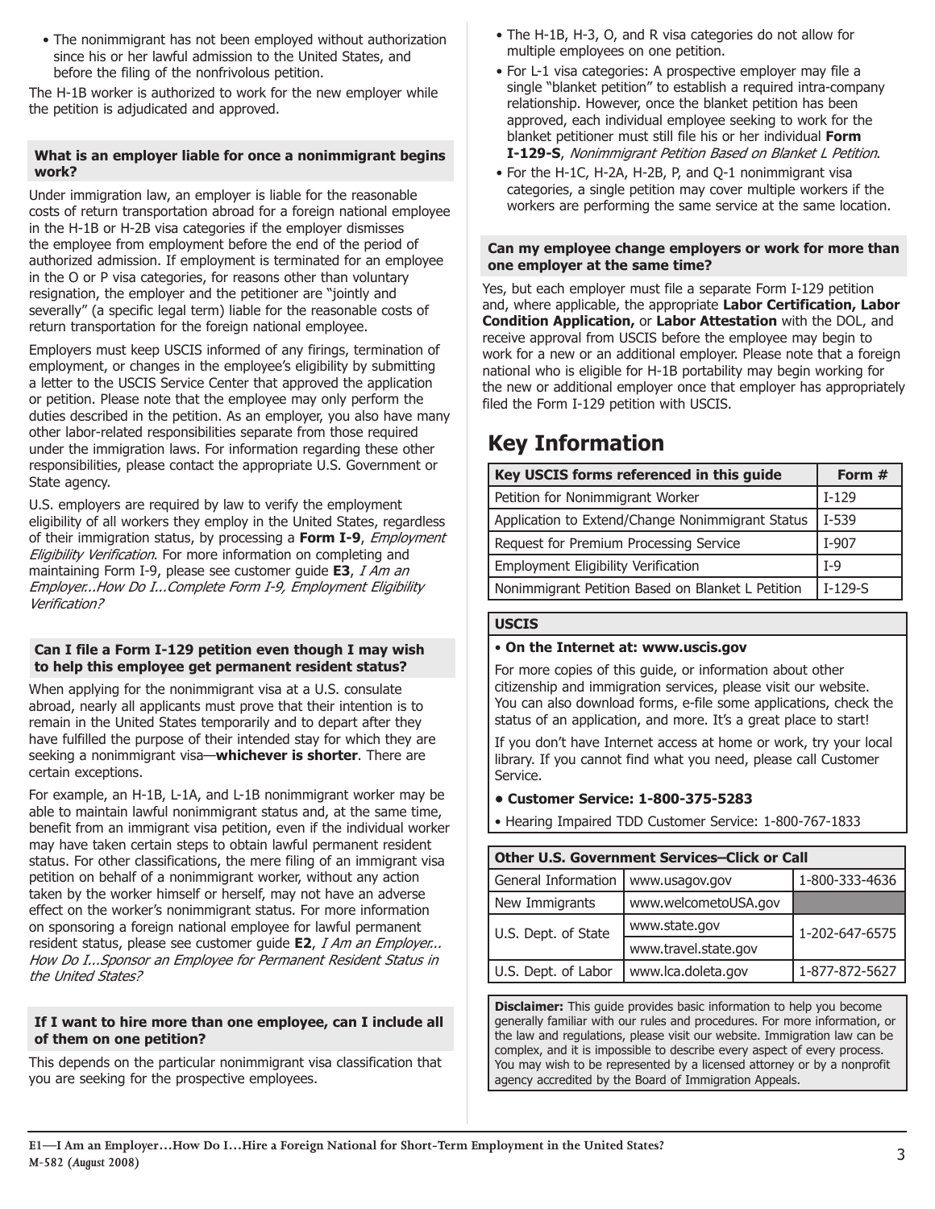- The nonimmigrant has not been employed without authorization since his or her lawful admission to the United States, and before the filing of the nonfrivolous petition.

The H-1B worker is authorized to work for the new employer while the petition is adjudicated and approved.

### What is an employer liable for once a nonimmigrant begins work?

Under immigration law, an employer is liable for the reasonable costs of return transportation abroad for a foreign national employee in the H-1B or H-2B visa categories if the employer dismisses the employee from employment before the end of the period of authorized admission. If employment is terminated for an employee in the O or P visa categories, for reasons other than voluntary resignation, the employer and the petitioner are "jointly and severally" (a specific legal term) liable for the reasonable costs of return transportation for the foreign national employee.

Employers must keep USCIS informed of any firings, termination of employment, or changes in the employee's eligibility by submitting a letter to the USCIS Service Center that approved the application or petition. Please note that the employee may only perform the duties described in the petition. As an employer, you also have many other labor-related responsibilities separate from those required under the immigration laws. For information regarding these other responsibilities, please contact the appropriate U.S. Government or State agency.

U.S. employers are required by law to verify the employment eligibility of all workers they employ in the United States, regardless of their immigration status, by processing a **Form I-9**, *Employment Eligibility Verification*. For more information on completing and maintaining Form I-9, please see customer guide **E3**, *I Am an Employer...How Do I...Complete Form I-9, Employment Eligibility Verification?*

### Can I file a Form I-129 petition even though I may wish to help this employee get permanent resident status?

When applying for the nonimmigrant visa at a U.S. consulate abroad, nearly all applicants must prove that their intention is to remain in the United States temporarily and to depart after they have fulfilled the purpose of their intended stay for which they are seeking a nonimmigrant visa—**whichever is shorter**. There are certain exceptions.

For example, an H-1B, L-1A, and L-1B nonimmigrant worker may be able to maintain lawful nonimmigrant status and, at the same time, benefit from an immigrant visa petition, even if the individual worker may have taken certain steps to obtain lawful permanent resident status. For other classifications, the mere filing of an immigrant visa petition on behalf of a nonimmigrant worker, without any action taken by the worker himself or herself, may not have an adverse effect on the worker's nonimmigrant status. For more information on sponsoring a foreign national employee for lawful permanent resident status, please see customer guide **E2**, *I Am an Employer... How Do I...Sponsor an Employee for Permanent Resident Status in the United States?*

### If I want to hire more than one employee, can I include all of them on one petition?

This depends on the particular nonimmigrant visa classification that you are seeking for the prospective employees.

- The H-1B, H-3, O, and R visa categories do not allow for multiple employees on one petition.
- For L-1 visa categories: A prospective employer may file a single "blanket petition" to establish a required intra-company relationship. However, once the blanket petition has been approved, each individual employee seeking to work for the blanket petitioner must still file his or her individual **Form I-129-S**, *Nonimmigrant Petition Based on Blanket L Petition*.
- For the H-1C, H-2A, H-2B, P, and Q-1 nonimmigrant visa categories, a single petition may cover multiple workers if the workers are performing the same service at the same location.

### Can my employee change employers or work for more than one employer at the same time?

Yes, but each employer must file a separate Form I-129 petition and, where applicable, the appropriate **Labor Certification, Labor Condition Application,** or **Labor Attestation** with the DOL, and receive approval from USCIS before the employee may begin to work for a new or an additional employer. Please note that a foreign national who is eligible for H-1B portability may begin working for the new or additional employer once that employer has appropriately filed the Form I-129 petition with USCIS.

## Key Information

| Key USCIS forms referenced in this guide | Form # |
|---|---|
| Petition for Nonimmigrant Worker | I-129 |
| Application to Extend/Change Nonimmigrant Status | I-539 |
| Request for Premium Processing Service | I-907 |
| Employment Eligibility Verification | I-9 |
| Nonimmigrant Petition Based on Blanket L Petition | I-129-S |

**USCIS**

- **On the Internet at: www.uscis.gov**

For more copies of this guide, or information about other citizenship and immigration services, please visit our website. You can also download forms, e-file some applications, check the status of an application, and more. It's a great place to start!

If you don't have Internet access at home or work, try your local library. If you cannot find what you need, please call Customer Service.

- **Customer Service: 1-800-375-5283**
- Hearing Impaired TDD Customer Service: 1-800-767-1833

| Other U.S. Government Services–Click or Call | | |
|---|---|---|
| General Information | www.usagov.gov | 1-800-333-4636 |
| New Immigrants | www.welcometoUSA.gov | |
| U.S. Dept. of State | www.state.gov | 1-202-647-6575 |
| | www.travel.state.gov | |
| U.S. Dept. of Labor | www.lca.doleta.gov | 1-877-872-5627 |

**Disclaimer:** This guide provides basic information to help you become generally familiar with our rules and procedures. For more information, or the law and regulations, please visit our website. Immigration law can be complex, and it is impossible to describe every aspect of every process. You may wish to be represented by a licensed attorney or by a nonprofit agency accredited by the Board of Immigration Appeals.